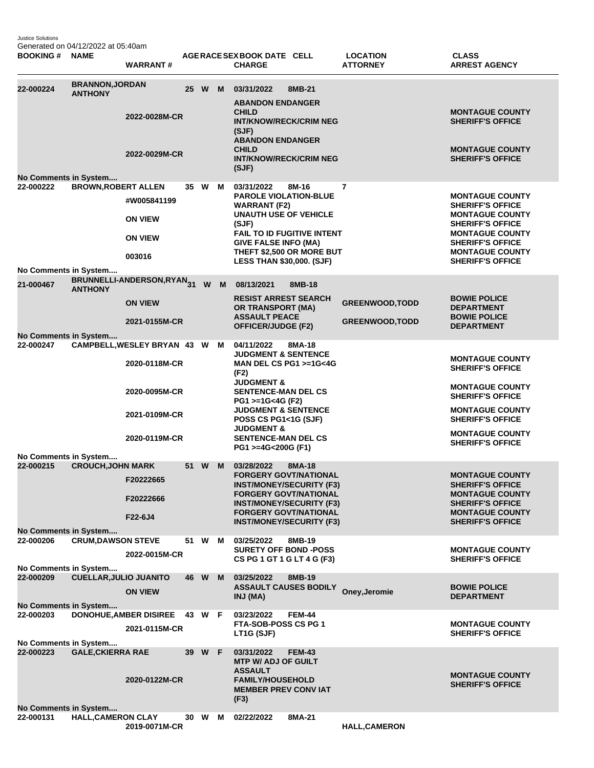Justice Solutions
Generated on 04/12/2022 at 05:40am

| BOOKING # | NAME | WARRANT # | AGE | RACE | SEX | BOOK DATE | CELL | CHARGE | LOCATION | ATTORNEY | CLASS | ARREST AGENCY |
|---|---|---|---|---|---|---|---|---|---|---|---|---|
| 22-000224 | BRANNON,JORDAN ANTHONY | | 25 | W | M | 03/31/2022 | 8MB-21 | | | | | |
| | | 2022-0028M-CR | | | | | | ABANDON ENDANGER CHILD INT/KNOW/RECK/CRIM NEG (SJF) | | | | MONTAGUE COUNTY SHERIFF'S OFFICE |
| | | 2022-0029M-CR | | | | | | ABANDON ENDANGER CHILD INT/KNOW/RECK/CRIM NEG (SJF) | | | | MONTAGUE COUNTY SHERIFF'S OFFICE |
| No Comments in System.... | | | | | | | | | | | | |
| 22-000222 | BROWN,ROBERT ALLEN | | 35 | W | M | 03/31/2022 | 8M-16 | | 7 | | | |
| | | #W005841199 | | | | | | PAROLE VIOLATION-BLUE WARRANT (F2) | | | | MONTAGUE COUNTY SHERIFF'S OFFICE |
| | | ON VIEW | | | | | | UNAUTH USE OF VEHICLE (SJF) | | | | MONTAGUE COUNTY SHERIFF'S OFFICE |
| | | ON VIEW | | | | | | FAIL TO ID FUGITIVE INTENT GIVE FALSE INFO (MA) | | | | MONTAGUE COUNTY SHERIFF'S OFFICE |
| | | 003016 | | | | | | THEFT $2,500 OR MORE BUT LESS THAN $30,000. (SJF) | | | | MONTAGUE COUNTY SHERIFF'S OFFICE |
| No Comments in System.... | | | | | | | | | | | | |
| 21-000467 | BRUNNELLI-ANDERSON,RYAN ANTHONY | | 31 | W | M | 08/13/2021 | 8MB-18 | | | | | |
| | | ON VIEW | | | | | | RESIST ARREST SEARCH OR TRANSPORT (MA) | | GREENWOOD,TODD | | BOWIE POLICE DEPARTMENT |
| | | 2021-0155M-CR | | | | | | ASSAULT PEACE OFFICER/JUDGE (F2) | | GREENWOOD,TODD | | BOWIE POLICE DEPARTMENT |
| No Comments in System.... | | | | | | | | | | | | |
| 22-000247 | CAMPBELL,WESLEY BRYAN | | 43 | W | M | 04/11/2022 | 8MA-18 | | | | | |
| | | 2020-0118M-CR | | | | | | JUDGMENT & SENTENCE MAN DEL CS PG1 >=1G<4G (F2) | | | | MONTAGUE COUNTY SHERIFF'S OFFICE |
| | | 2020-0095M-CR | | | | | | JUDGMENT & SENTENCE-MAN DEL CS PG1 >=1G<4G (F2) | | | | MONTAGUE COUNTY SHERIFF'S OFFICE |
| | | 2021-0109M-CR | | | | | | JUDGMENT & SENTENCE POSS CS PG1<1G (SJF) | | | | MONTAGUE COUNTY SHERIFF'S OFFICE |
| | | 2020-0119M-CR | | | | | | JUDGMENT & SENTENCE-MAN DEL CS PG1 >=4G<200G (F1) | | | | MONTAGUE COUNTY SHERIFF'S OFFICE |
| No Comments in System.... | | | | | | | | | | | | |
| 22-000215 | CROUCH,JOHN MARK | | 51 | W | M | 03/28/2022 | 8MA-18 | | | | | |
| | | F20222665 | | | | | | FORGERY GOVT/NATIONAL INST/MONEY/SECURITY (F3) | | | | MONTAGUE COUNTY SHERIFF'S OFFICE |
| | | F20222666 | | | | | | FORGERY GOVT/NATIONAL INST/MONEY/SECURITY (F3) | | | | MONTAGUE COUNTY SHERIFF'S OFFICE |
| | | F22-6J4 | | | | | | FORGERY GOVT/NATIONAL INST/MONEY/SECURITY (F3) | | | | MONTAGUE COUNTY SHERIFF'S OFFICE |
| No Comments in System.... | | | | | | | | | | | | |
| 22-000206 | CRUM,DAWSON STEVE | | 51 | W | M | 03/25/2022 | 8MB-19 | | | | | |
| | | 2022-0015M-CR | | | | | | SURETY OFF BOND -POSS CS PG 1 GT 1 G LT 4 G (F3) | | | | MONTAGUE COUNTY SHERIFF'S OFFICE |
| No Comments in System.... | | | | | | | | | | | | |
| 22-000209 | CUELLAR,JULIO JUANITO | | 46 | W | M | 03/25/2022 | 8MB-19 | | | | | |
| | | ON VIEW | | | | | | ASSAULT CAUSES BODILY INJ (MA) | | Oney,Jeromie | | BOWIE POLICE DEPARTMENT |
| No Comments in System.... | | | | | | | | | | | | |
| 22-000203 | DONOHUE,AMBER DISIREE | | 43 | W | F | 03/23/2022 | FEM-44 | | | | | |
| | | 2021-0115M-CR | | | | | | FTA-SOB-POSS CS PG 1 LT1G (SJF) | | | | MONTAGUE COUNTY SHERIFF'S OFFICE |
| No Comments in System.... | | | | | | | | | | | | |
| 22-000223 | GALE,CKIERRA RAE | | 39 | W | F | 03/31/2022 | FEM-43 | | | | | |
| | | 2020-0122M-CR | | | | | | MTP W/ ADJ OF GUILT ASSAULT FAMILY/HOUSEHOLD MEMBER PREV CONV IAT (F3) | | | | MONTAGUE COUNTY SHERIFF'S OFFICE |
| No Comments in System.... | | | | | | | | | | | | |
| 22-000131 | HALL,CAMERON CLAY | | 30 | W | M | 02/22/2022 | 8MA-21 | | | | | |
| | | 2019-0071M-CR | | | | | | | | HALL,CAMERON | | |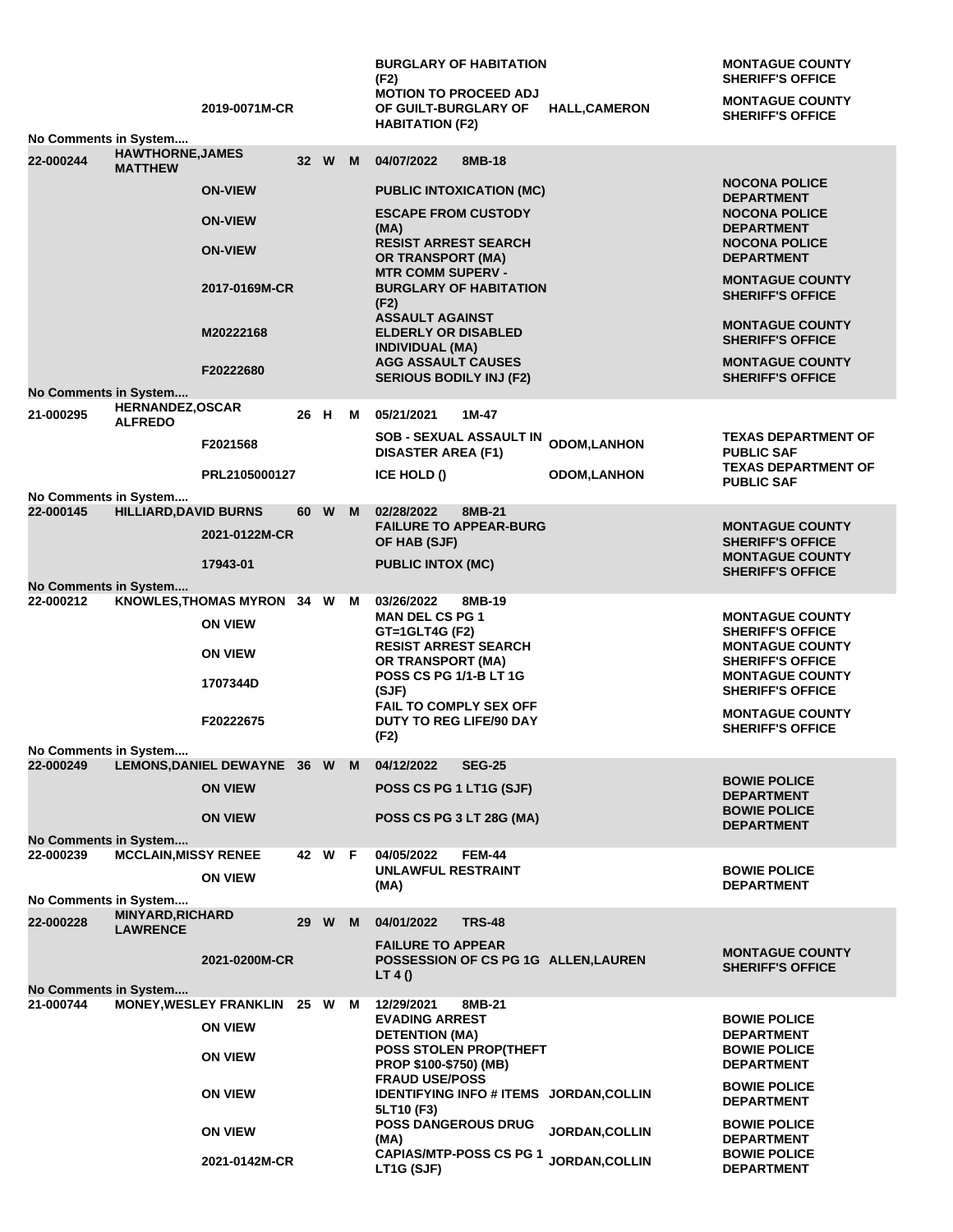| | | | | | | | | |
|---|---|---|---|---|---|---|---|---|
| | | | | | | BURGLARY OF HABITATION (F2) | | MONTAGUE COUNTY SHERIFF'S OFFICE |
| | | 2019-0071M-CR | | | | MOTION TO PROCEED ADJ OF GUILT-BURGLARY OF HABITATION (F2) | HALL,CAMERON | MONTAGUE COUNTY SHERIFF'S OFFICE |

No Comments in System....

| | | | | | | | | | |
|---|---|---|---|---|---|---|---|---|---|
| 22-000244 | HAWTHORNE,JAMES MATTHEW | | 32 | W | M | 04/07/2022 | 8MB-18 | | |
| | | ON-VIEW | | | | PUBLIC INTOXICATION (MC) | | | NOCONA POLICE DEPARTMENT |
| | | ON-VIEW | | | | ESCAPE FROM CUSTODY (MA) | | | NOCONA POLICE DEPARTMENT |
| | | ON-VIEW | | | | RESIST ARREST SEARCH OR TRANSPORT (MA) | | | NOCONA POLICE DEPARTMENT |
| | | 2017-0169M-CR | | | | MTR COMM SUPERV - BURGLARY OF HABITATION (F2) | | | MONTAGUE COUNTY SHERIFF'S OFFICE |
| | | M20222168 | | | | ASSAULT AGAINST ELDERLY OR DISABLED INDIVIDUAL (MA) | | | MONTAGUE COUNTY SHERIFF'S OFFICE |
| | | F20222680 | | | | AGG ASSAULT CAUSES SERIOUS BODILY INJ (F2) | | | MONTAGUE COUNTY SHERIFF'S OFFICE |

No Comments in System....

| | | | | | | | | | |
|---|---|---|---|---|---|---|---|---|---|
| 21-000295 | HERNANDEZ,OSCAR ALFREDO | | 26 | H | M | 05/21/2021 | 1M-47 | | |
| | | F2021568 | | | | SOB - SEXUAL ASSAULT IN DISASTER AREA (F1) | | ODOM,LANHON | TEXAS DEPARTMENT OF PUBLIC SAF |
| | | PRL2105000127 | | | | ICE HOLD () | | ODOM,LANHON | TEXAS DEPARTMENT OF PUBLIC SAF |

No Comments in System....

| | | | | | | | | | |
|---|---|---|---|---|---|---|---|---|---|
| 22-000145 | HILLIARD,DAVID BURNS | | 60 | W | M | 02/28/2022 | 8MB-21 | | |
| | | 2021-0122M-CR | | | | FAILURE TO APPEAR-BURG OF HAB (SJF) | | | MONTAGUE COUNTY SHERIFF'S OFFICE |
| | | 17943-01 | | | | PUBLIC INTOX (MC) | | | MONTAGUE COUNTY SHERIFF'S OFFICE |

No Comments in System....

| | | | | | | | | | |
|---|---|---|---|---|---|---|---|---|---|
| 22-000212 | KNOWLES,THOMAS MYRON | | 34 | W | M | 03/26/2022 | 8MB-19 | | |
| | | ON VIEW | | | | MAN DEL CS PG 1 GT=1GLT4G (F2) | | | MONTAGUE COUNTY SHERIFF'S OFFICE |
| | | ON VIEW | | | | RESIST ARREST SEARCH OR TRANSPORT (MA) | | | MONTAGUE COUNTY SHERIFF'S OFFICE |
| | | 1707344D | | | | POSS CS PG 1/1-B LT 1G (SJF) | | | MONTAGUE COUNTY SHERIFF'S OFFICE |
| | | F20222675 | | | | FAIL TO COMPLY SEX OFF DUTY TO REG LIFE/90 DAY (F2) | | | MONTAGUE COUNTY SHERIFF'S OFFICE |

No Comments in System....

| | | | | | | | | | |
|---|---|---|---|---|---|---|---|---|---|
| 22-000249 | LEMONS,DANIEL DEWAYNE | | 36 | W | M | 04/12/2022 | SEG-25 | | |
| | | ON VIEW | | | | POSS CS PG 1 LT1G (SJF) | | | BOWIE POLICE DEPARTMENT |
| | | ON VIEW | | | | POSS CS PG 3 LT 28G (MA) | | | BOWIE POLICE DEPARTMENT |

No Comments in System....

| | | | | | | | | | |
|---|---|---|---|---|---|---|---|---|---|
| 22-000239 | MCCLAIN,MISSY RENEE | | 42 | W | F | 04/05/2022 | FEM-44 | | |
| | | ON VIEW | | | | UNLAWFUL RESTRAINT (MA) | | | BOWIE POLICE DEPARTMENT |

No Comments in System....

| | | | | | | | | | |
|---|---|---|---|---|---|---|---|---|---|
| 22-000228 | MINYARD,RICHARD LAWRENCE | | 29 | W | M | 04/01/2022 | TRS-48 | | |
| | | 2021-0200M-CR | | | | FAILURE TO APPEAR POSSESSION OF CS PG 1G LT 4 () | | ALLEN,LAUREN | MONTAGUE COUNTY SHERIFF'S OFFICE |

No Comments in System....

| | | | | | | | | | |
|---|---|---|---|---|---|---|---|---|---|
| 21-000744 | MONEY,WESLEY FRANKLIN | | 25 | W | M | 12/29/2021 | 8MB-21 | | |
| | | ON VIEW | | | | EVADING ARREST DETENTION (MA) | | | BOWIE POLICE DEPARTMENT |
| | | ON VIEW | | | | POSS STOLEN PROP(THEFT PROP $100-$750) (MB) | | | BOWIE POLICE DEPARTMENT |
| | | ON VIEW | | | | FRAUD USE/POSS IDENTIFYING INFO # ITEMS 5LT10 (F3) | | JORDAN,COLLIN | BOWIE POLICE DEPARTMENT |
| | | ON VIEW | | | | POSS DANGEROUS DRUG (MA) | | JORDAN,COLLIN | BOWIE POLICE DEPARTMENT |
| | | 2021-0142M-CR | | | | CAPIAS/MTP-POSS CS PG 1 LT1G (SJF) | | JORDAN,COLLIN | BOWIE POLICE DEPARTMENT |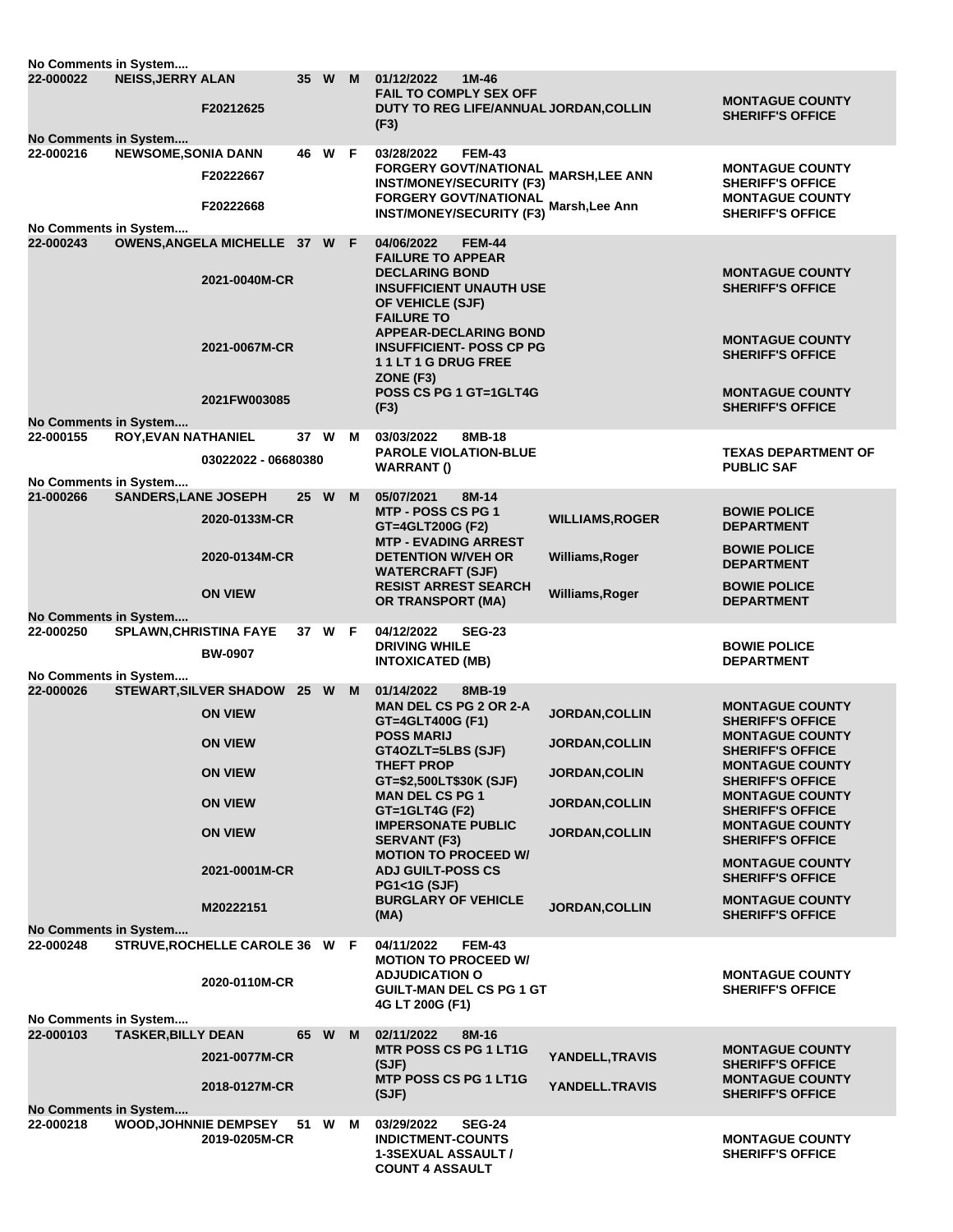No Comments in System....

| Booking # | Name | | Age | Race | Sex | Date / Cell / Charge | Officer | Agency |
|---|---|---|---|---|---|---|---|---|
| 22-000022 | NEISS,JERRY ALAN | | 35 | W | M | 01/12/2022 1M-46 | | |
| | | F20212625 | | | | FAIL TO COMPLY SEX OFF DUTY TO REG LIFE/ANNUAL (F3) | JORDAN,COLLIN | MONTAGUE COUNTY SHERIFF'S OFFICE |

No Comments in System....

| Booking # | Name | | Age | Race | Sex | Date / Cell / Charge | Officer | Agency |
|---|---|---|---|---|---|---|---|---|
| 22-000216 | NEWSOME,SONIA DANN | | 46 | W | F | 03/28/2022 FEM-43 | | |
| | | F20222667 | | | | FORGERY GOVT/NATIONAL INST/MONEY/SECURITY (F3) | MARSH,LEE ANN | MONTAGUE COUNTY SHERIFF'S OFFICE |
| | | F20222668 | | | | FORGERY GOVT/NATIONAL INST/MONEY/SECURITY (F3) | Marsh,Lee Ann | MONTAGUE COUNTY SHERIFF'S OFFICE |

No Comments in System....

| Booking # | Name | | Age | Race | Sex | Date / Cell / Charge | Officer | Agency |
|---|---|---|---|---|---|---|---|---|
| 22-000243 | OWENS,ANGELA MICHELLE | | 37 | W | F | 04/06/2022 FEM-44 | | |
| | | 2021-0040M-CR | | | | FAILURE TO APPEAR DECLARING BOND INSUFFICIENT UNAUTH USE OF VEHICLE (SJF) | | MONTAGUE COUNTY SHERIFF'S OFFICE |
| | | 2021-0067M-CR | | | | FAILURE TO APPEAR-DECLARING BOND INSUFFICIENT- POSS CP PG 1 1 LT 1 G DRUG FREE ZONE (F3) | | MONTAGUE COUNTY SHERIFF'S OFFICE |
| | | 2021FW003085 | | | | POSS CS PG 1 GT=1GLT4G (F3) | | MONTAGUE COUNTY SHERIFF'S OFFICE |

No Comments in System....

| Booking # | Name | | Age | Race | Sex | Date / Cell / Charge | Officer | Agency |
|---|---|---|---|---|---|---|---|---|
| 22-000155 | ROY,EVAN NATHANIEL | | 37 | W | M | 03/03/2022 8MB-18 | | |
| | | 03022022 - 06680380 | | | | PAROLE VIOLATION-BLUE WARRANT () | | TEXAS DEPARTMENT OF PUBLIC SAF |

No Comments in System....

| Booking # | Name | | Age | Race | Sex | Date / Cell / Charge | Officer | Agency |
|---|---|---|---|---|---|---|---|---|
| 21-000266 | SANDERS,LANE JOSEPH | | 25 | W | M | 05/07/2021 8M-14 | | |
| | | 2020-0133M-CR | | | | MTP - POSS CS PG 1 GT=4GLT200G (F2) | WILLIAMS,ROGER | BOWIE POLICE DEPARTMENT |
| | | 2020-0134M-CR | | | | MTP - EVADING ARREST DETENTION W/VEH OR WATERCRAFT (SJF) | Williams,Roger | BOWIE POLICE DEPARTMENT |
| | | ON VIEW | | | | RESIST ARREST SEARCH OR TRANSPORT (MA) | Williams,Roger | BOWIE POLICE DEPARTMENT |

No Comments in System....

| Booking # | Name | | Age | Race | Sex | Date / Cell / Charge | Officer | Agency |
|---|---|---|---|---|---|---|---|---|
| 22-000250 | SPLAWN,CHRISTINA FAYE | | 37 | W | F | 04/12/2022 SEG-23 | | |
| | | BW-0907 | | | | DRIVING WHILE INTOXICATED (MB) | | BOWIE POLICE DEPARTMENT |

No Comments in System....

| Booking # | Name | | Age | Race | Sex | Date / Cell / Charge | Officer | Agency |
|---|---|---|---|---|---|---|---|---|
| 22-000026 | STEWART,SILVER SHADOW | | 25 | W | M | 01/14/2022 8MB-19 | | |
| | | ON VIEW | | | | MAN DEL CS PG 2 OR 2-A GT=4GLT400G (F1) | JORDAN,COLLIN | MONTAGUE COUNTY SHERIFF'S OFFICE |
| | | ON VIEW | | | | POSS MARIJ GT4OZLT=5LBS (SJF) | JORDAN,COLLIN | MONTAGUE COUNTY SHERIFF'S OFFICE |
| | | ON VIEW | | | | THEFT PROP GT=$2,500LT$30K (SJF) | JORDAN,COLIN | MONTAGUE COUNTY SHERIFF'S OFFICE |
| | | ON VIEW | | | | MAN DEL CS PG 1 GT=1GLT4G (F2) | JORDAN,COLLIN | MONTAGUE COUNTY SHERIFF'S OFFICE |
| | | ON VIEW | | | | IMPERSONATE PUBLIC SERVANT (F3) | JORDAN,COLLIN | MONTAGUE COUNTY SHERIFF'S OFFICE |
| | | 2021-0001M-CR | | | | MOTION TO PROCEED W/ ADJ GUILT-POSS CS PG1<1G (SJF) | | MONTAGUE COUNTY SHERIFF'S OFFICE |
| | | M20222151 | | | | BURGLARY OF VEHICLE (MA) | JORDAN,COLLIN | MONTAGUE COUNTY SHERIFF'S OFFICE |

No Comments in System....

| Booking # | Name | | Age | Race | Sex | Date / Cell / Charge | Officer | Agency |
|---|---|---|---|---|---|---|---|---|
| 22-000248 | STRUVE,ROCHELLE CAROLE | | 36 | W | F | 04/11/2022 FEM-43 | | |
| | | 2020-0110M-CR | | | | MOTION TO PROCEED W/ ADJUDICATION O GUILT-MAN DEL CS PG 1 GT 4G LT 200G (F1) | | MONTAGUE COUNTY SHERIFF'S OFFICE |

No Comments in System....

| Booking # | Name | | Age | Race | Sex | Date / Cell / Charge | Officer | Agency |
|---|---|---|---|---|---|---|---|---|
| 22-000103 | TASKER,BILLY DEAN | | 65 | W | M | 02/11/2022 8M-16 | | |
| | | 2021-0077M-CR | | | | MTR POSS CS PG 1 LT1G (SJF) | YANDELL,TRAVIS | MONTAGUE COUNTY SHERIFF'S OFFICE |
| | | 2018-0127M-CR | | | | MTP POSS CS PG 1 LT1G (SJF) | YANDELL.TRAVIS | MONTAGUE COUNTY SHERIFF'S OFFICE |

No Comments in System....

| Booking # | Name | | Age | Race | Sex | Date / Cell / Charge | Officer | Agency |
|---|---|---|---|---|---|---|---|---|
| 22-000218 | WOOD,JOHNNIE DEMPSEY | | 51 | W | M | 03/29/2022 SEG-24 | | |
| | | 2019-0205M-CR | | | | INDICTMENT-COUNTS 1-3SEXUAL ASSAULT / COUNT 4 ASSAULT | | MONTAGUE COUNTY SHERIFF'S OFFICE |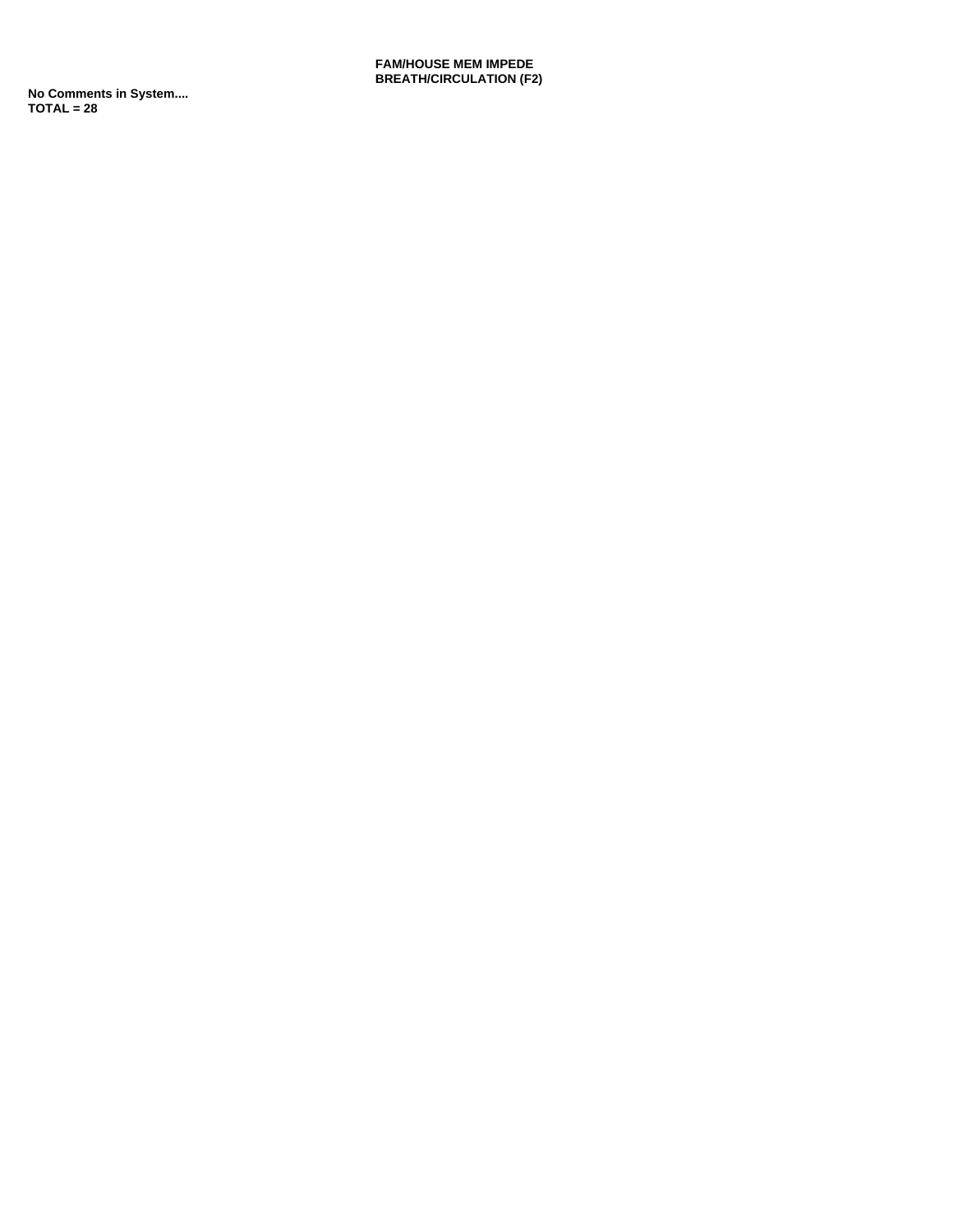**FAM/HOUSE MEM IMPEDE BREATH/CIRCULATION (F2)**

**No Comments in System....**
**TOTAL = 28**